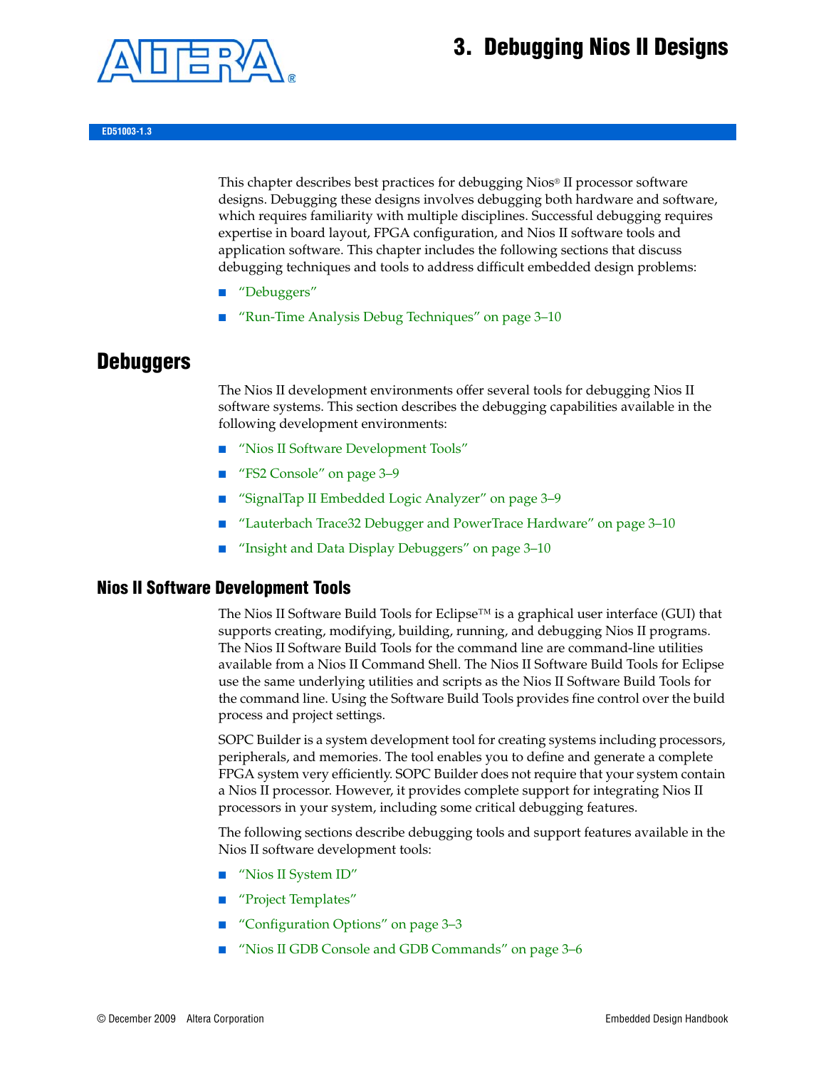# 3. Debugging Nios II Designs

ED51003-1.3

This chapter describes best practices for debugging Nios® II processor software designs. Debugging these designs involves debugging both hardware and software, which requires familiarity with multiple disciplines. Successful debugging requires expertise in board layout, FPGA configuration, and Nios II software tools and application software. This chapter includes the following sections that discuss debugging techniques and tools to address difficult embedded design problems:

- "Debuggers"
- "Run-Time Analysis Debug Techniques" on page 3–10

## Debuggers

The Nios II development environments offer several tools for debugging Nios II software systems. This section describes the debugging capabilities available in the following development environments:

- "Nios II Software Development Tools"
- "FS2 Console" on page 3–9
- "SignalTap II Embedded Logic Analyzer" on page 3–9
- "Lauterbach Trace32 Debugger and PowerTrace Hardware" on page 3–10
- "Insight and Data Display Debuggers" on page 3–10

### Nios II Software Development Tools

The Nios II Software Build Tools for Eclipse™ is a graphical user interface (GUI) that supports creating, modifying, building, running, and debugging Nios II programs. The Nios II Software Build Tools for the command line are command-line utilities available from a Nios II Command Shell. The Nios II Software Build Tools for Eclipse use the same underlying utilities and scripts as the Nios II Software Build Tools for the command line. Using the Software Build Tools provides fine control over the build process and project settings.

SOPC Builder is a system development tool for creating systems including processors, peripherals, and memories. The tool enables you to define and generate a complete FPGA system very efficiently. SOPC Builder does not require that your system contain a Nios II processor. However, it provides complete support for integrating Nios II processors in your system, including some critical debugging features.

The following sections describe debugging tools and support features available in the Nios II software development tools:

- "Nios II System ID"
- "Project Templates"
- "Configuration Options" on page 3–3
- "Nios II GDB Console and GDB Commands" on page 3–6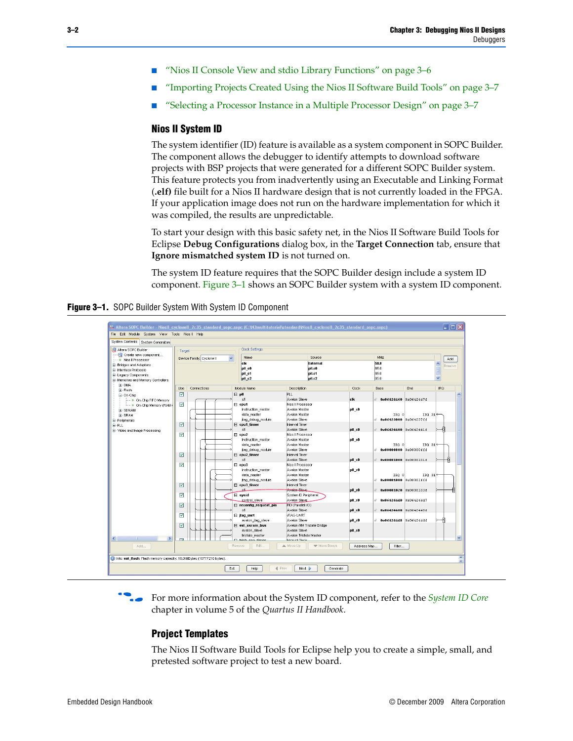- "Nios II Console View and stdio Library Functions" on page 3–6
- "Importing Projects Created Using the Nios II Software Build Tools" on page 3–7
- "Selecting a Processor Instance in a Multiple Processor Design" on page 3–7

## Nios II System ID

The system identifier (ID) feature is available as a system component in SOPC Builder. The component allows the debugger to identify attempts to download software projects with BSP projects that were generated for a different SOPC Builder system. This feature protects you from inadvertently using an Executable and Linking Format (**.elf**) file built for a Nios II hardware design that is not currently loaded in the FPGA. If your application image does not run on the hardware implementation for which it was compiled, the results are unpredictable.

To start your design with this basic safety net, in the Nios II Software Build Tools for Eclipse **Debug Configurations** dialog box, in the **Target Connection** tab, ensure that **Ignore mismatched system ID** is not turned on.

The system ID feature requires that the SOPC Builder design include a system ID component. Figure 3–1 shows an SOPC Builder system with a system ID component.

**Figure 3–1.** SOPC Builder System With System ID Component

For more information about the System ID component, refer to the *System ID Core* chapter in volume 5 of the *Quartus II Handbook*.

## Project Templates

The Nios II Software Build Tools for Eclipse help you to create a simple, small, and pretested software project to test a new board.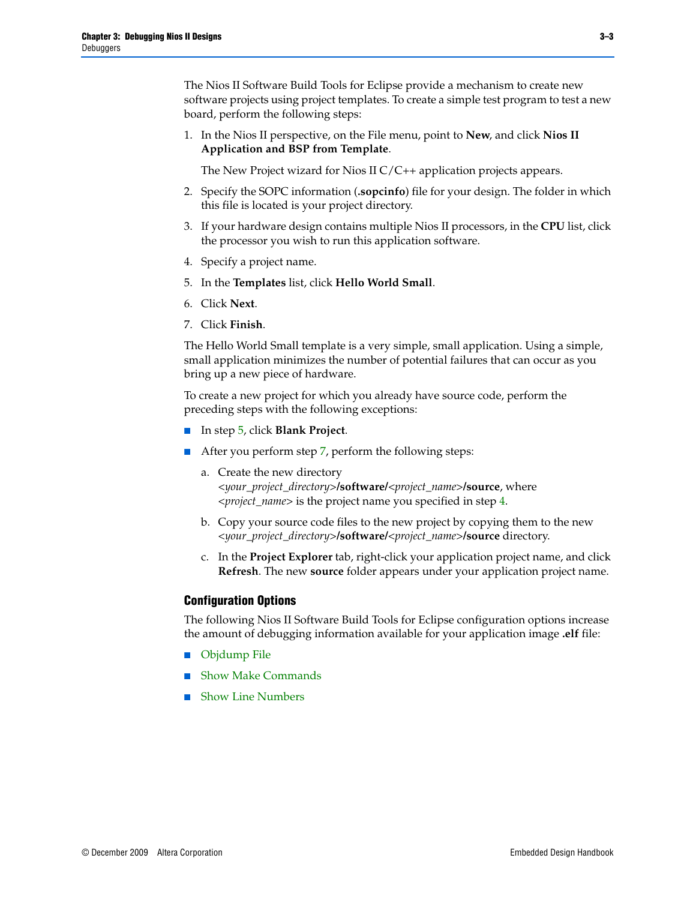The Nios II Software Build Tools for Eclipse provide a mechanism to create new software projects using project templates. To create a simple test program to test a new board, perform the following steps:

1. In the Nios II perspective, on the File menu, point to **New**, and click **Nios II Application and BSP from Template**.

   The New Project wizard for Nios II C/C++ application projects appears.

2. Specify the SOPC information (**.sopcinfo**) file for your design. The folder in which this file is located is your project directory.
3. If your hardware design contains multiple Nios II processors, in the **CPU** list, click the processor you wish to run this application software.
4. Specify a project name.
5. In the **Templates** list, click **Hello World Small**.
6. Click **Next**.
7. Click **Finish**.

The Hello World Small template is a very simple, small application. Using a simple, small application minimizes the number of potential failures that can occur as you bring up a new piece of hardware.

To create a new project for which you already have source code, perform the preceding steps with the following exceptions:

- In step 5, click **Blank Project**.
- After you perform step 7, perform the following steps:
  a. Create the new directory *<your_project_directory>***/software/***<project_name>***/source**, where *<project_name>* is the project name you specified in step 4.
  b. Copy your source code files to the new project by copying them to the new *<your_project_directory>***/software/***<project_name>***/source** directory.
  c. In the **Project Explorer** tab, right-click your application project name, and click **Refresh**. The new **source** folder appears under your application project name.

### Configuration Options

The following Nios II Software Build Tools for Eclipse configuration options increase the amount of debugging information available for your application image **.elf** file:

- Objdump File
- Show Make Commands
- Show Line Numbers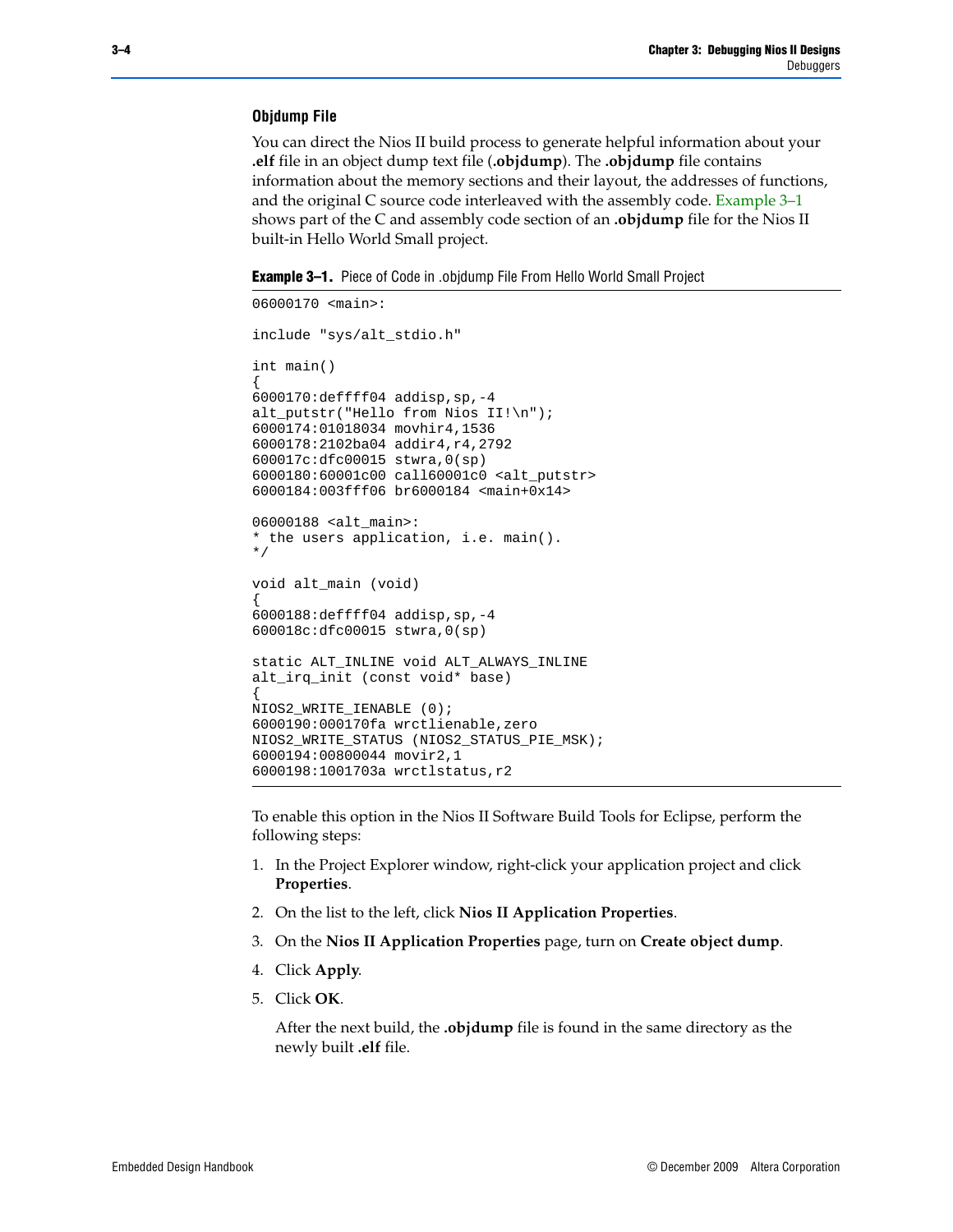### Objdump File

You can direct the Nios II build process to generate helpful information about your **.elf** file in an object dump text file (**.objdump**). The **.objdump** file contains information about the memory sections and their layout, the addresses of functions, and the original C source code interleaved with the assembly code. Example 3–1 shows part of the C and assembly code section of an **.objdump** file for the Nios II built-in Hello World Small project.

**Example 3–1.** Piece of Code in .objdump File From Hello World Small Project

```
06000170 <main>:

include "sys/alt_stdio.h"

int main()
{
6000170:deffff04 addisp,sp,-4
alt_putstr("Hello from Nios II!\n");
6000174:01018034 movhir4,1536
6000178:2102ba04 addir4,r4,2792
600017c:dfc00015 stwra,0(sp)
6000180:60001c00 call60001c0 <alt_putstr>
6000184:003fff06 br6000184 <main+0x14>

06000188 <alt_main>:
* the users application, i.e. main().
*/

void alt_main (void)
{
6000188:deffff04 addisp,sp,-4
600018c:dfc00015 stwra,0(sp)

static ALT_INLINE void ALT_ALWAYS_INLINE
alt_irq_init (const void* base)
{
NIOS2_WRITE_IENABLE (0);
6000190:000170fa wrctlienable,zero
NIOS2_WRITE_STATUS (NIOS2_STATUS_PIE_MSK);
6000194:00800044 movir2,1
6000198:1001703a wrctlstatus,r2
```

To enable this option in the Nios II Software Build Tools for Eclipse, perform the following steps:

1. In the Project Explorer window, right-click your application project and click **Properties**.
2. On the list to the left, click **Nios II Application Properties**.
3. On the **Nios II Application Properties** page, turn on **Create object dump**.
4. Click **Apply**.
5. Click **OK**.

   After the next build, the **.objdump** file is found in the same directory as the newly built **.elf** file.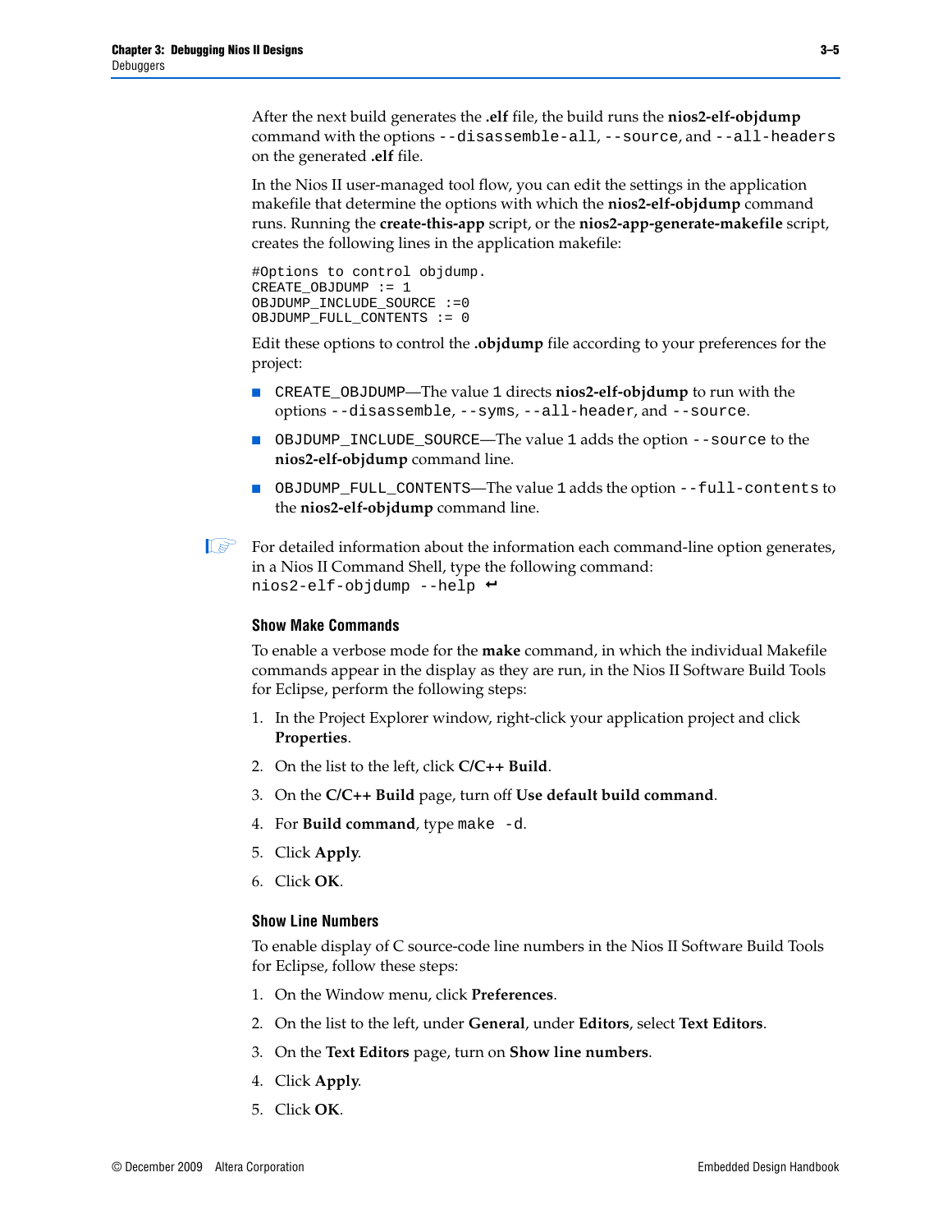After the next build generates the **.elf** file, the build runs the **nios2-elf-objdump** command with the options `--disassemble-all`, `--source`, and `--all-headers` on the generated **.elf** file.

In the Nios II user-managed tool flow, you can edit the settings in the application makefile that determine the options with which the **nios2-elf-objdump** command runs. Running the **create-this-app** script, or the **nios2-app-generate-makefile** script, creates the following lines in the application makefile:

```
#Options to control objdump.
CREATE_OBJDUMP := 1
OBJDUMP_INCLUDE_SOURCE :=0
OBJDUMP_FULL_CONTENTS := 0
```

Edit these options to control the **.objdump** file according to your preferences for the project:

- `CREATE_OBJDUMP`—The value `1` directs **nios2-elf-objdump** to run with the options `--disassemble`, `--syms`, `--all-header`, and `--source`.
- `OBJDUMP_INCLUDE_SOURCE`—The value `1` adds the option `--source` to the **nios2-elf-objdump** command line.
- `OBJDUMP_FULL_CONTENTS`—The value `1` adds the option `--full-contents` to the **nios2-elf-objdump** command line.

For detailed information about the information each command-line option generates, in a Nios II Command Shell, type the following command:
`nios2-elf-objdump --help` ↵

### Show Make Commands

To enable a verbose mode for the **make** command, in which the individual Makefile commands appear in the display as they are run, in the Nios II Software Build Tools for Eclipse, perform the following steps:

1. In the Project Explorer window, right-click your application project and click **Properties**.
2. On the list to the left, click **C/C++ Build**.
3. On the **C/C++ Build** page, turn off **Use default build command**.
4. For **Build command**, type `make -d`.
5. Click **Apply**.
6. Click **OK**.

### Show Line Numbers

To enable display of C source-code line numbers in the Nios II Software Build Tools for Eclipse, follow these steps:

1. On the Window menu, click **Preferences**.
2. On the list to the left, under **General**, under **Editors**, select **Text Editors**.
3. On the **Text Editors** page, turn on **Show line numbers**.
4. Click **Apply**.
5. Click **OK**.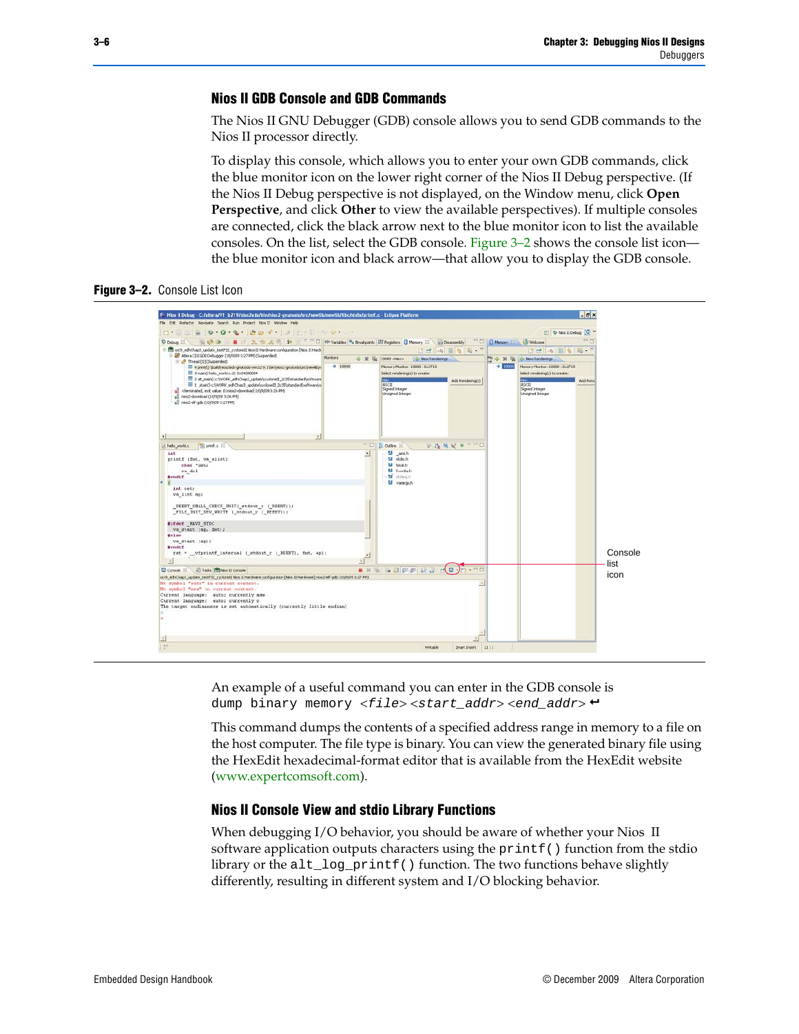### Nios II GDB Console and GDB Commands

The Nios II GNU Debugger (GDB) console allows you to send GDB commands to the Nios II processor directly.

To display this console, which allows you to enter your own GDB commands, click the blue monitor icon on the lower right corner of the Nios II Debug perspective. (If the Nios II Debug perspective is not displayed, on the Window menu, click **Open Perspective**, and click **Other** to view the available perspectives). If multiple consoles are connected, click the black arrow next to the blue monitor icon to list the available consoles. On the list, select the GDB console. Figure 3–2 shows the console list icon—the blue monitor icon and black arrow—that allow you to display the GDB console.

**Figure 3–2.** Console List Icon

An example of a useful command you can enter in the GDB console is
`dump binary memory <file> <start_addr> <end_addr>` ↵

This command dumps the contents of a specified address range in memory to a file on the host computer. The file type is binary. You can view the generated binary file using the HexEdit hexadecimal-format editor that is available from the HexEdit website (www.expertcomsoft.com).

### Nios II Console View and stdio Library Functions

When debugging I/O behavior, you should be aware of whether your Nios II software application outputs characters using the `printf()` function from the stdio library or the `alt_log_printf()` function. The two functions behave slightly differently, resulting in different system and I/O blocking behavior.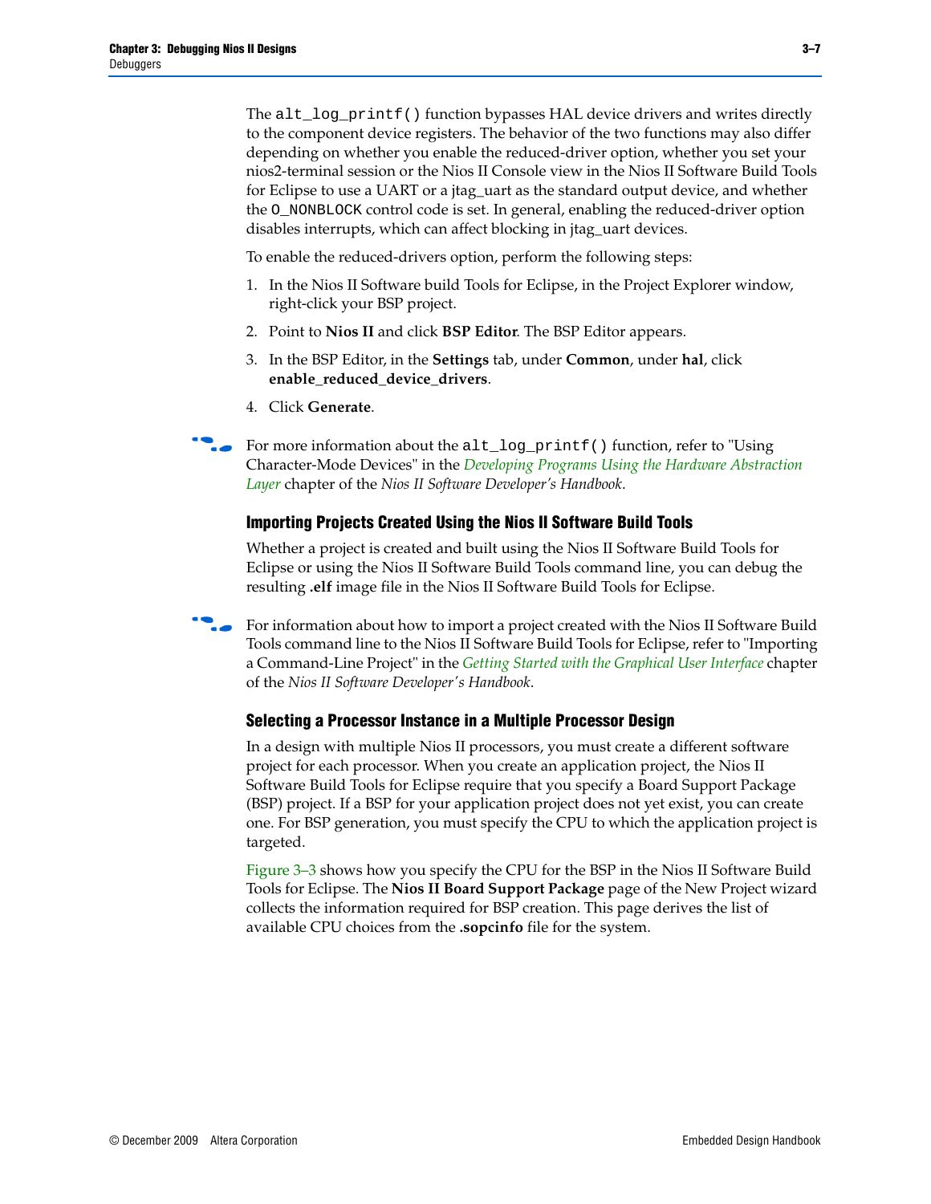The `alt_log_printf()` function bypasses HAL device drivers and writes directly to the component device registers. The behavior of the two functions may also differ depending on whether you enable the reduced-driver option, whether you set your nios2-terminal session or the Nios II Console view in the Nios II Software Build Tools for Eclipse to use a UART or a jtag_uart as the standard output device, and whether the `O_NONBLOCK` control code is set. In general, enabling the reduced-driver option disables interrupts, which can affect blocking in jtag_uart devices.

To enable the reduced-drivers option, perform the following steps:

1. In the Nios II Software build Tools for Eclipse, in the Project Explorer window, right-click your BSP project.
2. Point to **Nios II** and click **BSP Editor**. The BSP Editor appears.
3. In the BSP Editor, in the **Settings** tab, under **Common**, under **hal**, click **enable_reduced_device_drivers**.
4. Click **Generate**.

For more information about the `alt_log_printf()` function, refer to "Using Character-Mode Devices" in the *Developing Programs Using the Hardware Abstraction Layer* chapter of the *Nios II Software Developer's Handbook*.

### Importing Projects Created Using the Nios II Software Build Tools

Whether a project is created and built using the Nios II Software Build Tools for Eclipse or using the Nios II Software Build Tools command line, you can debug the resulting **.elf** image file in the Nios II Software Build Tools for Eclipse.

For information about how to import a project created with the Nios II Software Build Tools command line to the Nios II Software Build Tools for Eclipse, refer to "Importing a Command-Line Project" in the *Getting Started with the Graphical User Interface* chapter of the *Nios II Software Developer's Handbook*.

### Selecting a Processor Instance in a Multiple Processor Design

In a design with multiple Nios II processors, you must create a different software project for each processor. When you create an application project, the Nios II Software Build Tools for Eclipse require that you specify a Board Support Package (BSP) project. If a BSP for your application project does not yet exist, you can create one. For BSP generation, you must specify the CPU to which the application project is targeted.

Figure 3–3 shows how you specify the CPU for the BSP in the Nios II Software Build Tools for Eclipse. The **Nios II Board Support Package** page of the New Project wizard collects the information required for BSP creation. This page derives the list of available CPU choices from the **.sopcinfo** file for the system.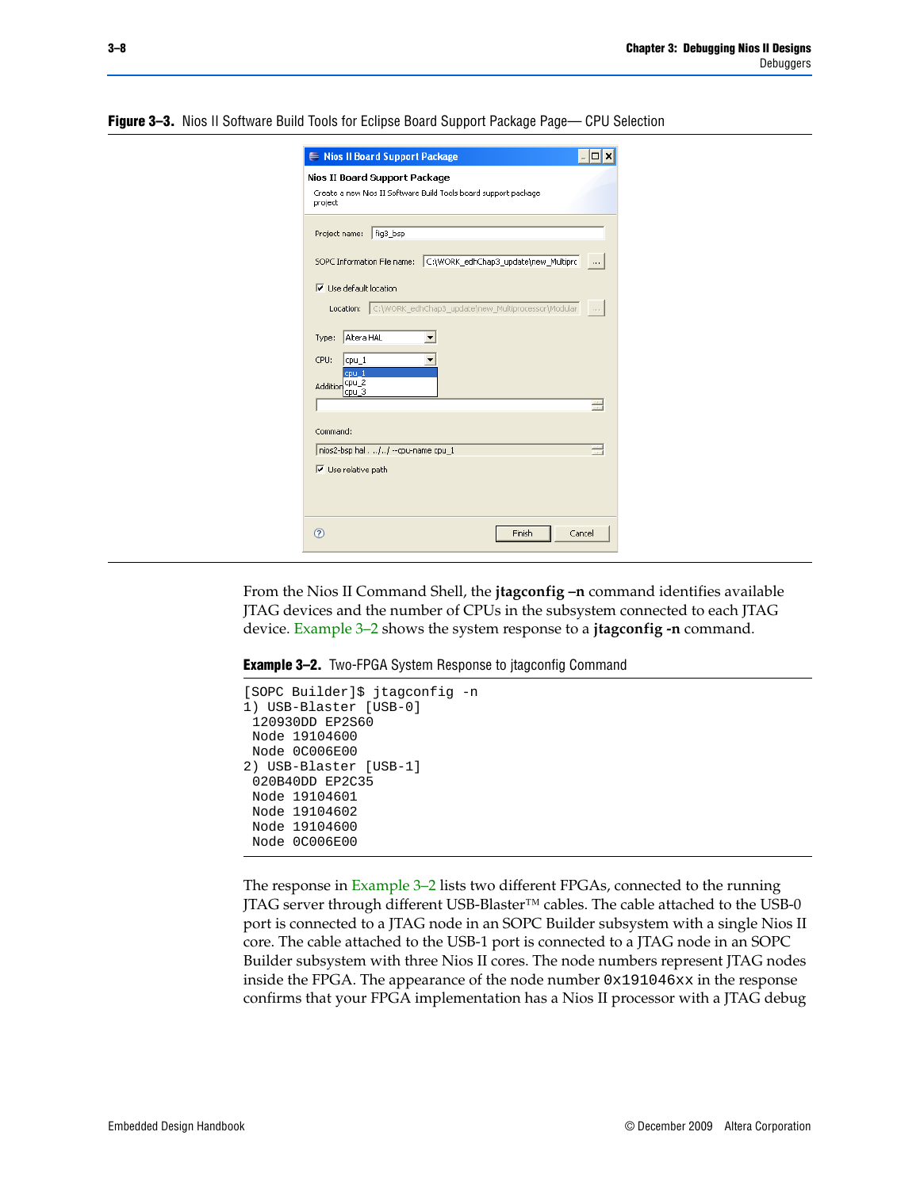**Figure 3–3.** Nios II Software Build Tools for Eclipse Board Support Package Page— CPU Selection

From the Nios II Command Shell, the **jtagconfig –n** command identifies available JTAG devices and the number of CPUs in the subsystem connected to each JTAG device. Example 3–2 shows the system response to a **jtagconfig -n** command.

**Example 3–2.** Two-FPGA System Response to jtagconfig Command

```
[SOPC Builder]$ jtagconfig -n
1) USB-Blaster [USB-0]
 120930DD EP2S60
 Node 19104600
 Node 0C006E00
2) USB-Blaster [USB-1]
 020B40DD EP2C35
 Node 19104601
 Node 19104602
 Node 19104600
 Node 0C006E00
```

The response in Example 3–2 lists two different FPGAs, connected to the running JTAG server through different USB-Blaster™ cables. The cable attached to the USB-0 port is connected to a JTAG node in an SOPC Builder subsystem with a single Nios II core. The cable attached to the USB-1 port is connected to a JTAG node in an SOPC Builder subsystem with three Nios II cores. The node numbers represent JTAG nodes inside the FPGA. The appearance of the node number `0x191046xx` in the response confirms that your FPGA implementation has a Nios II processor with a JTAG debug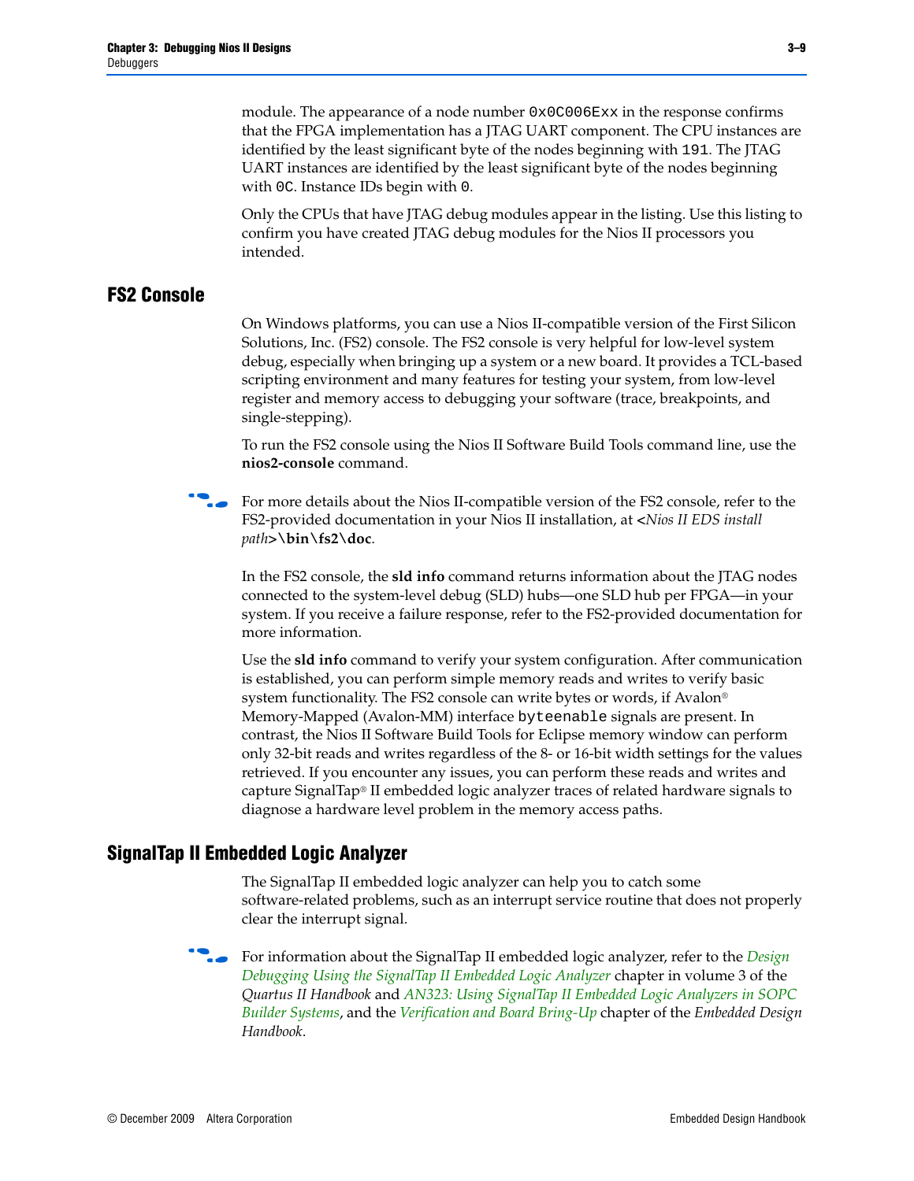module. The appearance of a node number `0x0C006Exx` in the response confirms that the FPGA implementation has a JTAG UART component. The CPU instances are identified by the least significant byte of the nodes beginning with `191`. The JTAG UART instances are identified by the least significant byte of the nodes beginning with `0C`. Instance IDs begin with `0`.

Only the CPUs that have JTAG debug modules appear in the listing. Use this listing to confirm you have created JTAG debug modules for the Nios II processors you intended.

## FS2 Console

On Windows platforms, you can use a Nios II-compatible version of the First Silicon Solutions, Inc. (FS2) console. The FS2 console is very helpful for low-level system debug, especially when bringing up a system or a new board. It provides a TCL-based scripting environment and many features for testing your system, from low-level register and memory access to debugging your software (trace, breakpoints, and single-stepping).

To run the FS2 console using the Nios II Software Build Tools command line, use the **nios2-console** command.

For more details about the Nios II-compatible version of the FS2 console, refer to the FS2-provided documentation in your Nios II installation, at <*Nios II EDS install path*>**\bin\fs2\doc**.

In the FS2 console, the **sld info** command returns information about the JTAG nodes connected to the system-level debug (SLD) hubs—one SLD hub per FPGA—in your system. If you receive a failure response, refer to the FS2-provided documentation for more information.

Use the **sld info** command to verify your system configuration. After communication is established, you can perform simple memory reads and writes to verify basic system functionality. The FS2 console can write bytes or words, if Avalon® Memory-Mapped (Avalon-MM) interface `byteenable` signals are present. In contrast, the Nios II Software Build Tools for Eclipse memory window can perform only 32-bit reads and writes regardless of the 8- or 16-bit width settings for the values retrieved. If you encounter any issues, you can perform these reads and writes and capture SignalTap® II embedded logic analyzer traces of related hardware signals to diagnose a hardware level problem in the memory access paths.

## SignalTap II Embedded Logic Analyzer

The SignalTap II embedded logic analyzer can help you to catch some software-related problems, such as an interrupt service routine that does not properly clear the interrupt signal.

For information about the SignalTap II embedded logic analyzer, refer to the *Design Debugging Using the SignalTap II Embedded Logic Analyzer* chapter in volume 3 of the *Quartus II Handbook* and *AN323: Using SignalTap II Embedded Logic Analyzers in SOPC Builder Systems*, and the *Verification and Board Bring-Up* chapter of the *Embedded Design Handbook*.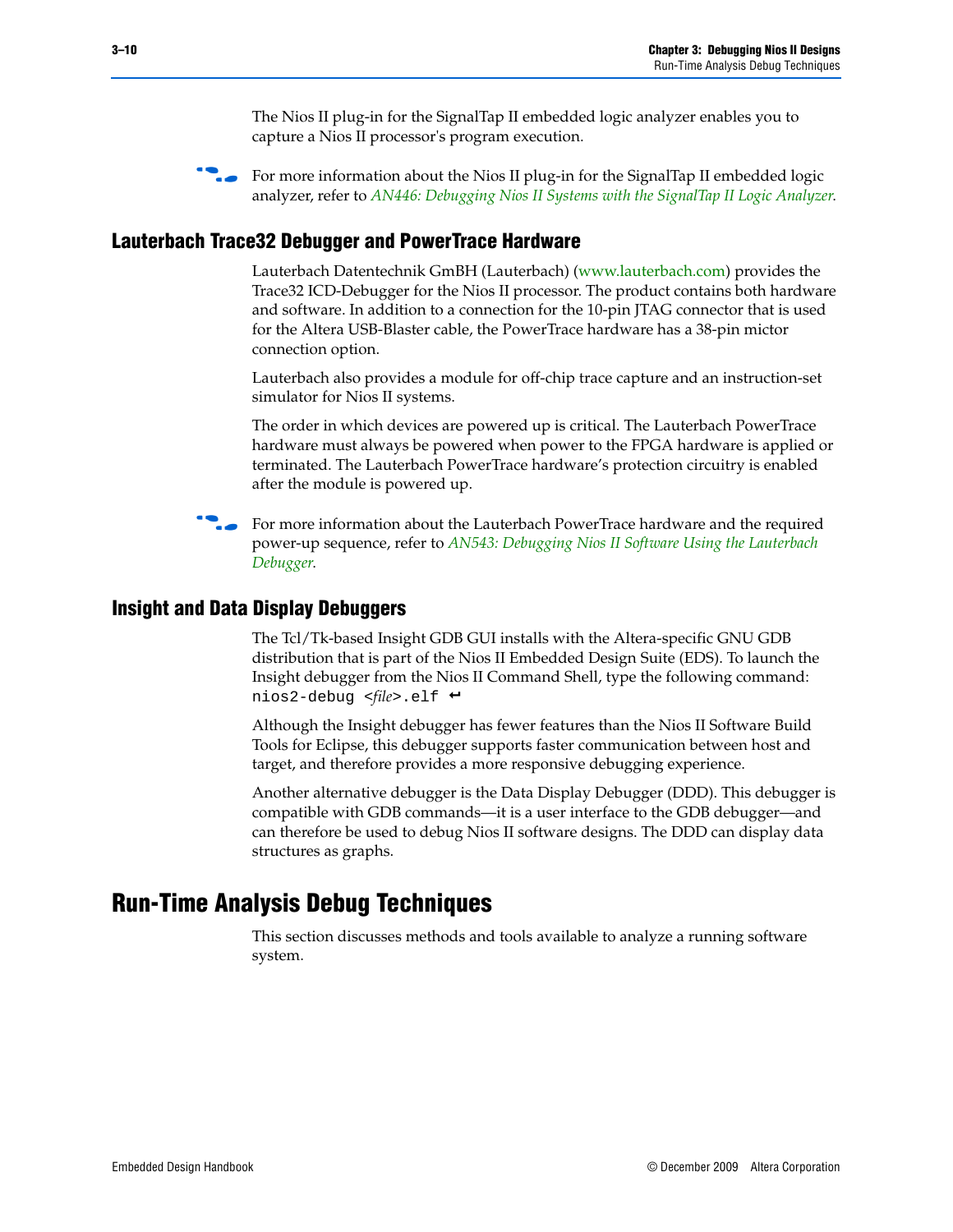The Nios II plug-in for the SignalTap II embedded logic analyzer enables you to capture a Nios II processor's program execution.

For more information about the Nios II plug-in for the SignalTap II embedded logic analyzer, refer to *AN446: Debugging Nios II Systems with the SignalTap II Logic Analyzer*.

### Lauterbach Trace32 Debugger and PowerTrace Hardware

Lauterbach Datentechnik GmBH (Lauterbach) (www.lauterbach.com) provides the Trace32 ICD-Debugger for the Nios II processor. The product contains both hardware and software. In addition to a connection for the 10-pin JTAG connector that is used for the Altera USB-Blaster cable, the PowerTrace hardware has a 38-pin mictor connection option.

Lauterbach also provides a module for off-chip trace capture and an instruction-set simulator for Nios II systems.

The order in which devices are powered up is critical. The Lauterbach PowerTrace hardware must always be powered when power to the FPGA hardware is applied or terminated. The Lauterbach PowerTrace hardware's protection circuitry is enabled after the module is powered up.

For more information about the Lauterbach PowerTrace hardware and the required power-up sequence, refer to *AN543: Debugging Nios II Software Using the Lauterbach Debugger*.

### Insight and Data Display Debuggers

The Tcl/Tk-based Insight GDB GUI installs with the Altera-specific GNU GDB distribution that is part of the Nios II Embedded Design Suite (EDS). To launch the Insight debugger from the Nios II Command Shell, type the following command:

```
nios2-debug <file>.elf ↵
```

Although the Insight debugger has fewer features than the Nios II Software Build Tools for Eclipse, this debugger supports faster communication between host and target, and therefore provides a more responsive debugging experience.

Another alternative debugger is the Data Display Debugger (DDD). This debugger is compatible with GDB commands—it is a user interface to the GDB debugger—and can therefore be used to debug Nios II software designs. The DDD can display data structures as graphs.

## Run-Time Analysis Debug Techniques

This section discusses methods and tools available to analyze a running software system.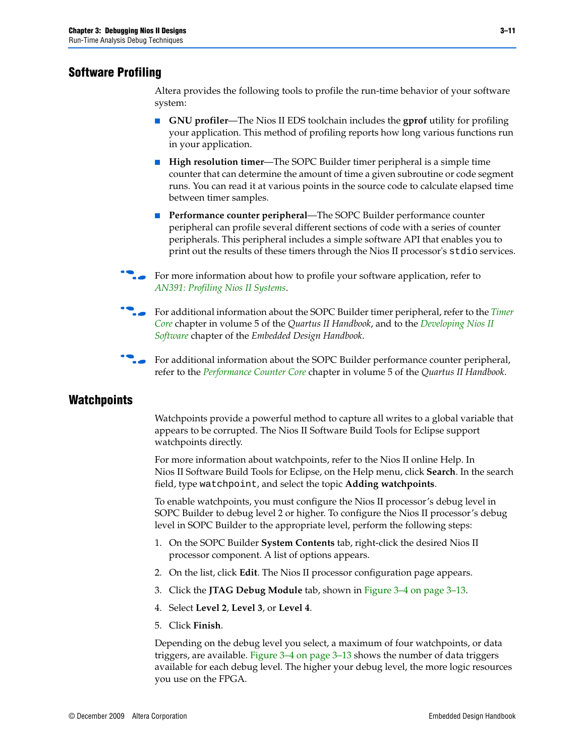## Software Profiling

Altera provides the following tools to profile the run-time behavior of your software system:

- **GNU profiler**—The Nios II EDS toolchain includes the **gprof** utility for profiling your application. This method of profiling reports how long various functions run in your application.
- **High resolution timer**—The SOPC Builder timer peripheral is a simple time counter that can determine the amount of time a given subroutine or code segment runs. You can read it at various points in the source code to calculate elapsed time between timer samples.
- **Performance counter peripheral**—The SOPC Builder performance counter peripheral can profile several different sections of code with a series of counter peripherals. This peripheral includes a simple software API that enables you to print out the results of these timers through the Nios II processor's `stdio` services.

For more information about how to profile your software application, refer to *AN391: Profiling Nios II Systems*.

For additional information about the SOPC Builder timer peripheral, refer to the *Timer Core* chapter in volume 5 of the *Quartus II Handbook*, and to the *Developing Nios II Software* chapter of the *Embedded Design Handbook*.

For additional information about the SOPC Builder performance counter peripheral, refer to the *Performance Counter Core* chapter in volume 5 of the *Quartus II Handbook*.

## Watchpoints

Watchpoints provide a powerful method to capture all writes to a global variable that appears to be corrupted. The Nios II Software Build Tools for Eclipse support watchpoints directly.

For more information about watchpoints, refer to the Nios II online Help. In Nios II Software Build Tools for Eclipse, on the Help menu, click **Search**. In the search field, type `watchpoint`, and select the topic **Adding watchpoints**.

To enable watchpoints, you must configure the Nios II processor's debug level in SOPC Builder to debug level 2 or higher. To configure the Nios II processor's debug level in SOPC Builder to the appropriate level, perform the following steps:

1. On the SOPC Builder **System Contents** tab, right-click the desired Nios II processor component. A list of options appears.
2. On the list, click **Edit**. The Nios II processor configuration page appears.
3. Click the **JTAG Debug Module** tab, shown in Figure 3–4 on page 3–13.
4. Select **Level 2**, **Level 3**, or **Level 4**.
5. Click **Finish**.

Depending on the debug level you select, a maximum of four watchpoints, or data triggers, are available. Figure 3–4 on page 3–13 shows the number of data triggers available for each debug level. The higher your debug level, the more logic resources you use on the FPGA.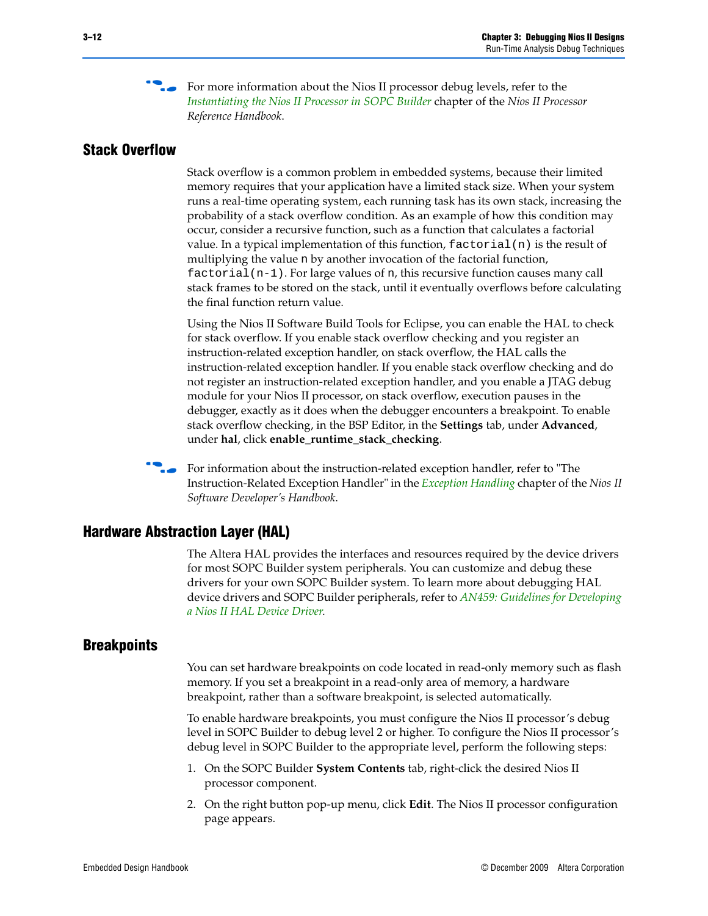For more information about the Nios II processor debug levels, refer to the *Instantiating the Nios II Processor in SOPC Builder* chapter of the *Nios II Processor Reference Handbook*.

## Stack Overflow

Stack overflow is a common problem in embedded systems, because their limited memory requires that your application have a limited stack size. When your system runs a real-time operating system, each running task has its own stack, increasing the probability of a stack overflow condition. As an example of how this condition may occur, consider a recursive function, such as a function that calculates a factorial value. In a typical implementation of this function, `factorial(n)` is the result of multiplying the value `n` by another invocation of the factorial function, `factorial(n-1)`. For large values of `n`, this recursive function causes many call stack frames to be stored on the stack, until it eventually overflows before calculating the final function return value.

Using the Nios II Software Build Tools for Eclipse, you can enable the HAL to check for stack overflow. If you enable stack overflow checking and you register an instruction-related exception handler, on stack overflow, the HAL calls the instruction-related exception handler. If you enable stack overflow checking and do not register an instruction-related exception handler, and you enable a JTAG debug module for your Nios II processor, on stack overflow, execution pauses in the debugger, exactly as it does when the debugger encounters a breakpoint. To enable stack overflow checking, in the BSP Editor, in the **Settings** tab, under **Advanced**, under **hal**, click **enable_runtime_stack_checking**.

For information about the instruction-related exception handler, refer to "The Instruction-Related Exception Handler" in the *Exception Handling* chapter of the *Nios II Software Developer's Handbook*.

## Hardware Abstraction Layer (HAL)

The Altera HAL provides the interfaces and resources required by the device drivers for most SOPC Builder system peripherals. You can customize and debug these drivers for your own SOPC Builder system. To learn more about debugging HAL device drivers and SOPC Builder peripherals, refer to *AN459: Guidelines for Developing a Nios II HAL Device Driver*.

## Breakpoints

You can set hardware breakpoints on code located in read-only memory such as flash memory. If you set a breakpoint in a read-only area of memory, a hardware breakpoint, rather than a software breakpoint, is selected automatically.

To enable hardware breakpoints, you must configure the Nios II processor's debug level in SOPC Builder to debug level 2 or higher. To configure the Nios II processor's debug level in SOPC Builder to the appropriate level, perform the following steps:

1. On the SOPC Builder **System Contents** tab, right-click the desired Nios II processor component.
2. On the right button pop-up menu, click **Edit**. The Nios II processor configuration page appears.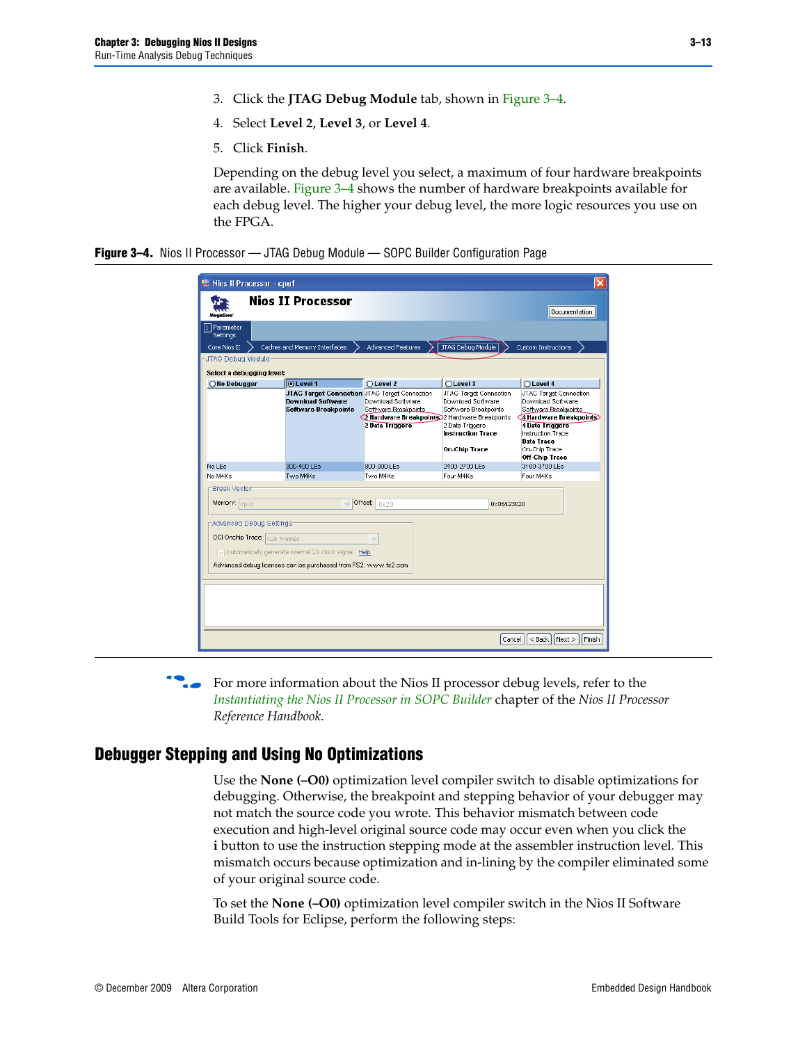3. Click the **JTAG Debug Module** tab, shown in Figure 3–4.
4. Select **Level 2**, **Level 3**, or **Level 4**.
5. Click **Finish**.

Depending on the debug level you select, a maximum of four hardware breakpoints are available. Figure 3–4 shows the number of hardware breakpoints available for each debug level. The higher your debug level, the more logic resources you use on the FPGA.

**Figure 3–4.** Nios II Processor — JTAG Debug Module — SOPC Builder Configuration Page

For more information about the Nios II processor debug levels, refer to the *Instantiating the Nios II Processor in SOPC Builder* chapter of the *Nios II Processor Reference Handbook*.

## Debugger Stepping and Using No Optimizations

Use the **None (–O0)** optimization level compiler switch to disable optimizations for debugging. Otherwise, the breakpoint and stepping behavior of your debugger may not match the source code you wrote. This behavior mismatch between code execution and high-level original source code may occur even when you click the **i** button to use the instruction stepping mode at the assembler instruction level. This mismatch occurs because optimization and in-lining by the compiler eliminated some of your original source code.

To set the **None (–O0)** optimization level compiler switch in the Nios II Software Build Tools for Eclipse, perform the following steps: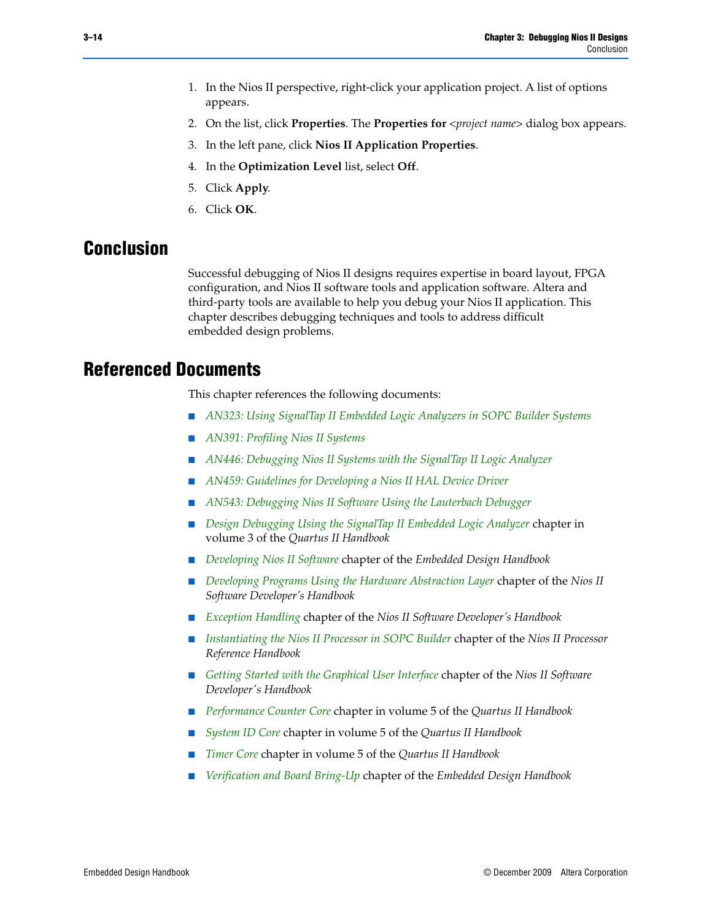1. In the Nios II perspective, right-click your application project. A list of options appears.
2. On the list, click **Properties**. The **Properties for** <*project name*> dialog box appears.
3. In the left pane, click **Nios II Application Properties**.
4. In the **Optimization Level** list, select **Off**.
5. Click **Apply**.
6. Click **OK**.

## Conclusion

Successful debugging of Nios II designs requires expertise in board layout, FPGA configuration, and Nios II software tools and application software. Altera and third-party tools are available to help you debug your Nios II application. This chapter describes debugging techniques and tools to address difficult embedded design problems.

## Referenced Documents

This chapter references the following documents:

- *AN323: Using SignalTap II Embedded Logic Analyzers in SOPC Builder Systems*
- *AN391: Profiling Nios II Systems*
- *AN446: Debugging Nios II Systems with the SignalTap II Logic Analyzer*
- *AN459: Guidelines for Developing a Nios II HAL Device Driver*
- *AN543: Debugging Nios II Software Using the Lauterbach Debugger*
- *Design Debugging Using the SignalTap II Embedded Logic Analyzer* chapter in volume 3 of the *Quartus II Handbook*
- *Developing Nios II Software* chapter of the *Embedded Design Handbook*
- *Developing Programs Using the Hardware Abstraction Layer* chapter of the *Nios II Software Developer's Handbook*
- *Exception Handling* chapter of the *Nios II Software Developer's Handbook*
- *Instantiating the Nios II Processor in SOPC Builder* chapter of the *Nios II Processor Reference Handbook*
- *Getting Started with the Graphical User Interface* chapter of the *Nios II Software Developer's Handbook*
- *Performance Counter Core* chapter in volume 5 of the *Quartus II Handbook*
- *System ID Core* chapter in volume 5 of the *Quartus II Handbook*
- *Timer Core* chapter in volume 5 of the *Quartus II Handbook*
- *Verification and Board Bring-Up* chapter of the *Embedded Design Handbook*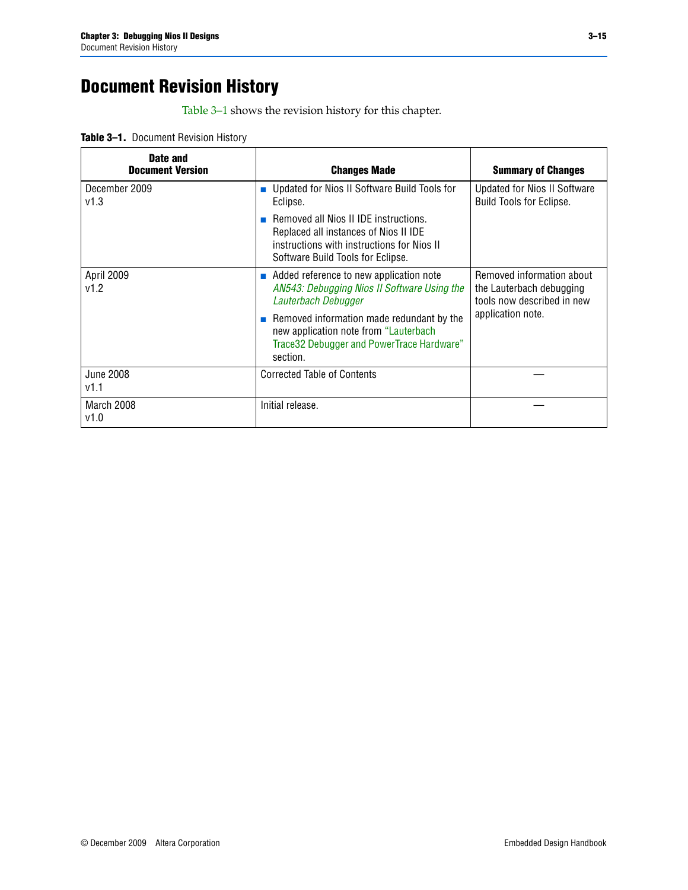# Document Revision History

Table 3–1 shows the revision history for this chapter.

**Table 3–1.** Document Revision History

| Date and Document Version | Changes Made | Summary of Changes |
|---|---|---|
| December 2009 v1.3 | ■ Updated for Nios II Software Build Tools for Eclipse. ■ Removed all Nios II IDE instructions. Replaced all instances of Nios II IDE instructions with instructions for Nios II Software Build Tools for Eclipse. | Updated for Nios II Software Build Tools for Eclipse. |
| April 2009 v1.2 | ■ Added reference to new application note *AN543: Debugging Nios II Software Using the Lauterbach Debugger* ■ Removed information made redundant by the new application note from "Lauterbach Trace32 Debugger and PowerTrace Hardware" section. | Removed information about the Lauterbach debugging tools now described in new application note. |
| June 2008 v1.1 | Corrected Table of Contents | — |
| March 2008 v1.0 | Initial release. | — |